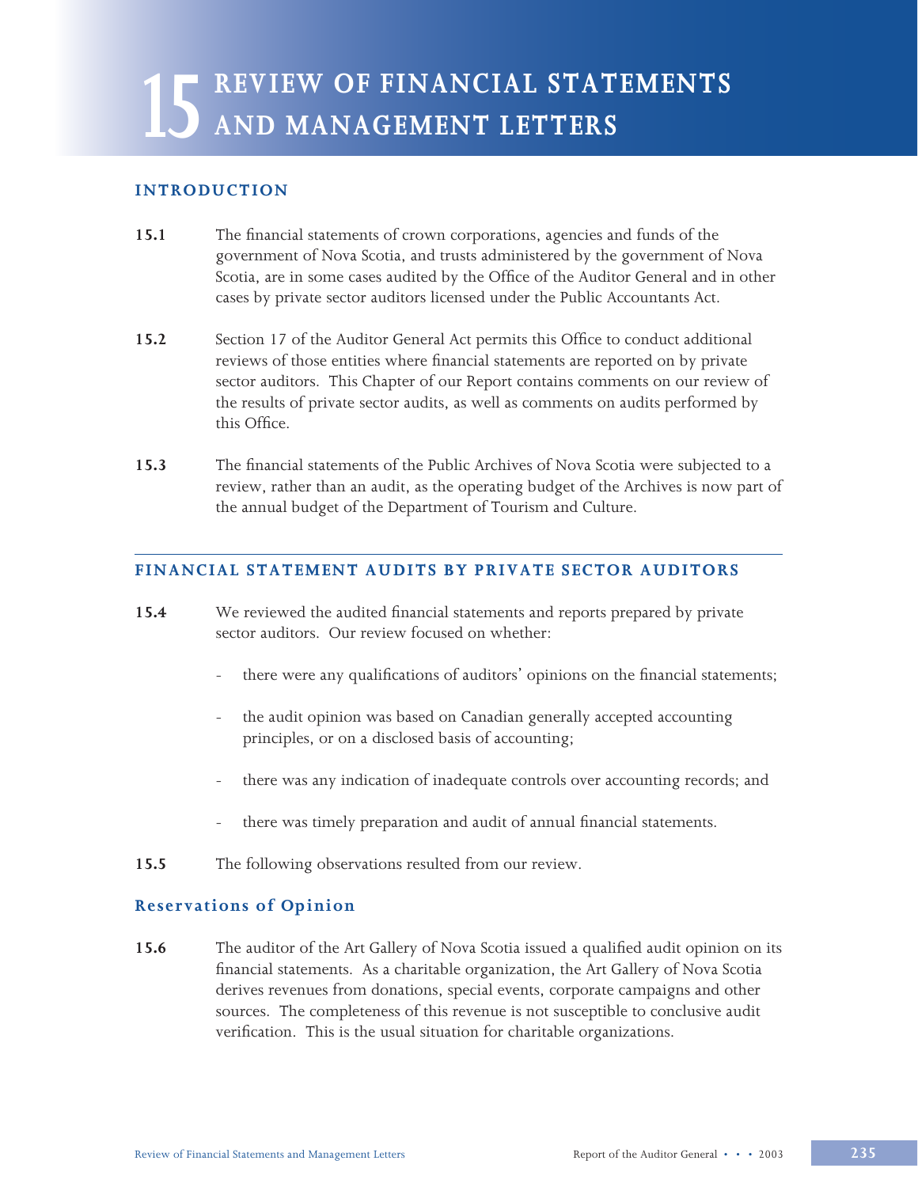# 15 REVIEW OF FINANCIAL STATEMENTS AND MANAGEMENT LETTERS

## INTRODUCTION

**15.1** The financial statements of crown corporations, agencies and funds of the government of Nova Scotia, and trusts administered by the government of Nova Scotia, are in some cases audited by the Office of the Auditor General and in other cases by private sector auditors licensed under the Public Accountants Act.

**15.2** Section 17 of the Auditor General Act permits this Office to conduct additional reviews of those entities where financial statements are reported on by private sector auditors. This Chapter of our Report contains comments on our review of the results of private sector audits, as well as comments on audits performed by this Office.

**15.3** The financial statements of the Public Archives of Nova Scotia were subjected to a review, rather than an audit, as the operating budget of the Archives is now part of the annual budget of the Department of Tourism and Culture.

## FINANCIAL STATEMENT AUDITS BY PRIVATE SECTOR AUDITORS

**15.4** We reviewed the audited financial statements and reports prepared by private sector auditors. Our review focused on whether:

- there were any qualifications of auditors' opinions on the financial statements;
- the audit opinion was based on Canadian generally accepted accounting principles, or on a disclosed basis of accounting;
- there was any indication of inadequate controls over accounting records; and
- there was timely preparation and audit of annual financial statements.

**15.5** The following observations resulted from our review.

### Reservations of Opinion

**15.6** The auditor of the Art Gallery of Nova Scotia issued a qualified audit opinion on its financial statements. As a charitable organization, the Art Gallery of Nova Scotia derives revenues from donations, special events, corporate campaigns and other sources. The completeness of this revenue is not susceptible to conclusive audit verification. This is the usual situation for charitable organizations.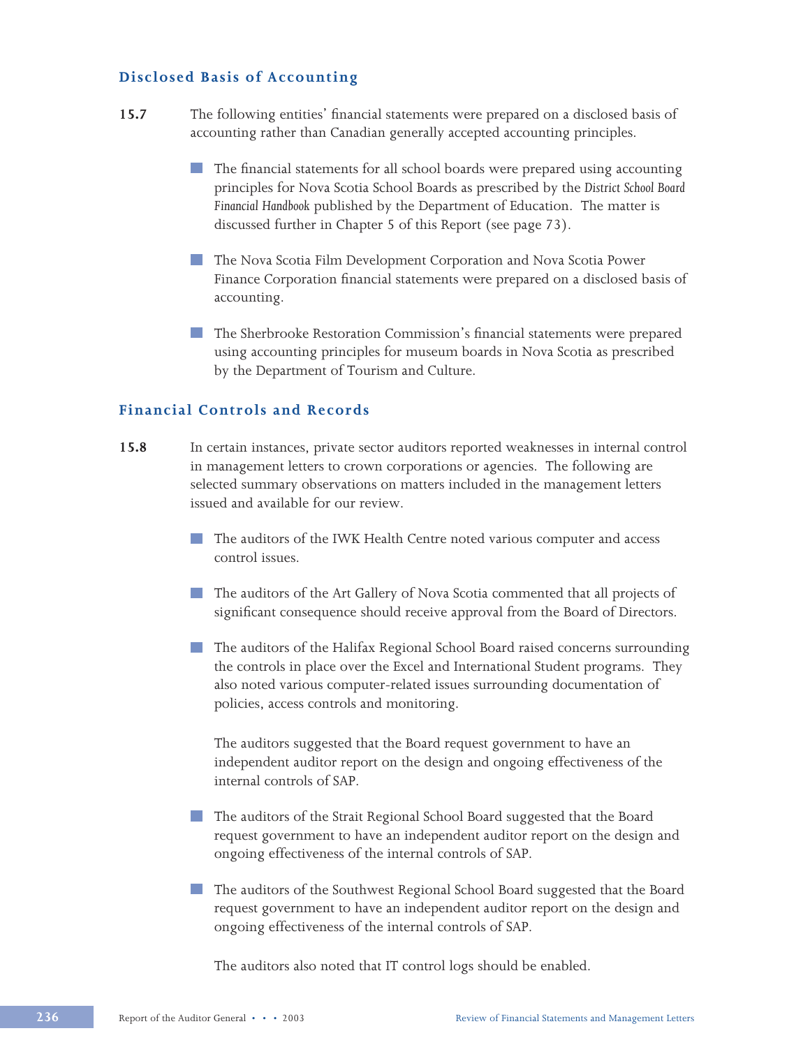## Disclosed Basis of Accounting

**15.7** The following entities' financial statements were prepared on a disclosed basis of accounting rather than Canadian generally accepted accounting principles.

- The financial statements for all school boards were prepared using accounting principles for Nova Scotia School Boards as prescribed by the *District School Board Financial Handbook* published by the Department of Education. The matter is discussed further in Chapter 5 of this Report (see page 73).

- The Nova Scotia Film Development Corporation and Nova Scotia Power Finance Corporation financial statements were prepared on a disclosed basis of accounting.

- The Sherbrooke Restoration Commission's financial statements were prepared using accounting principles for museum boards in Nova Scotia as prescribed by the Department of Tourism and Culture.

## Financial Controls and Records

**15.8** In certain instances, private sector auditors reported weaknesses in internal control in management letters to crown corporations or agencies. The following are selected summary observations on matters included in the management letters issued and available for our review.

- The auditors of the IWK Health Centre noted various computer and access control issues.

- The auditors of the Art Gallery of Nova Scotia commented that all projects of significant consequence should receive approval from the Board of Directors.

- The auditors of the Halifax Regional School Board raised concerns surrounding the controls in place over the Excel and International Student programs. They also noted various computer-related issues surrounding documentation of policies, access controls and monitoring.

  The auditors suggested that the Board request government to have an independent auditor report on the design and ongoing effectiveness of the internal controls of SAP.

- The auditors of the Strait Regional School Board suggested that the Board request government to have an independent auditor report on the design and ongoing effectiveness of the internal controls of SAP.

- The auditors of the Southwest Regional School Board suggested that the Board request government to have an independent auditor report on the design and ongoing effectiveness of the internal controls of SAP.

  The auditors also noted that IT control logs should be enabled.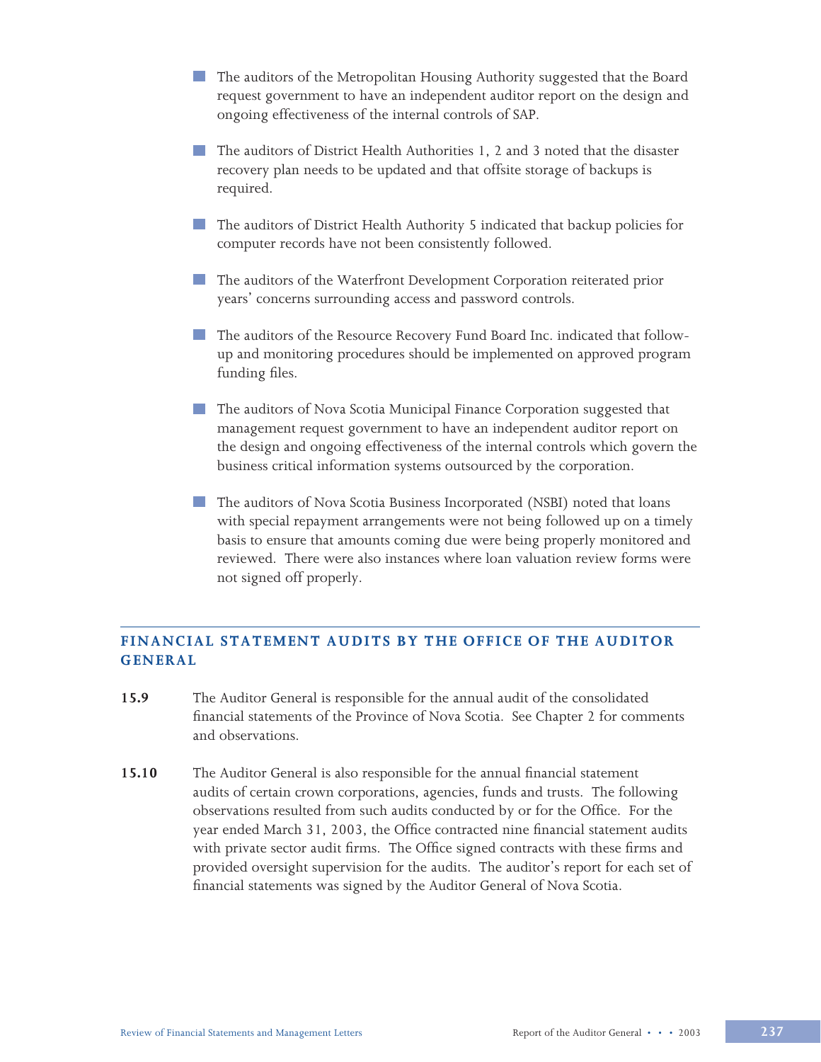- The auditors of the Metropolitan Housing Authority suggested that the Board request government to have an independent auditor report on the design and ongoing effectiveness of the internal controls of SAP.
- The auditors of District Health Authorities 1, 2 and 3 noted that the disaster recovery plan needs to be updated and that offsite storage of backups is required.
- The auditors of District Health Authority 5 indicated that backup policies for computer records have not been consistently followed.
- The auditors of the Waterfront Development Corporation reiterated prior years' concerns surrounding access and password controls.
- The auditors of the Resource Recovery Fund Board Inc. indicated that follow-up and monitoring procedures should be implemented on approved program funding files.
- The auditors of Nova Scotia Municipal Finance Corporation suggested that management request government to have an independent auditor report on the design and ongoing effectiveness of the internal controls which govern the business critical information systems outsourced by the corporation.
- The auditors of Nova Scotia Business Incorporated (NSBI) noted that loans with special repayment arrangements were not being followed up on a timely basis to ensure that amounts coming due were being properly monitored and reviewed. There were also instances where loan valuation review forms were not signed off properly.

## FINANCIAL STATEMENT AUDITS BY THE OFFICE OF THE AUDITOR GENERAL

**15.9** The Auditor General is responsible for the annual audit of the consolidated financial statements of the Province of Nova Scotia. See Chapter 2 for comments and observations.

**15.10** The Auditor General is also responsible for the annual financial statement audits of certain crown corporations, agencies, funds and trusts. The following observations resulted from such audits conducted by or for the Office. For the year ended March 31, 2003, the Office contracted nine financial statement audits with private sector audit firms. The Office signed contracts with these firms and provided oversight supervision for the audits. The auditor's report for each set of financial statements was signed by the Auditor General of Nova Scotia.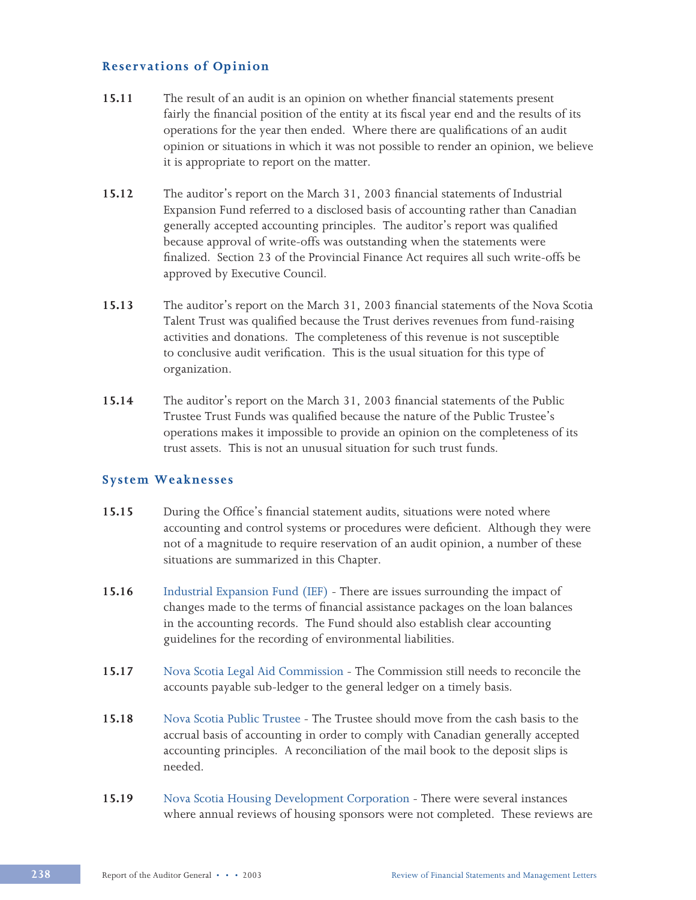## Reservations of Opinion

**15.11** The result of an audit is an opinion on whether financial statements present fairly the financial position of the entity at its fiscal year end and the results of its operations for the year then ended. Where there are qualifications of an audit opinion or situations in which it was not possible to render an opinion, we believe it is appropriate to report on the matter.

**15.12** The auditor's report on the March 31, 2003 financial statements of Industrial Expansion Fund referred to a disclosed basis of accounting rather than Canadian generally accepted accounting principles. The auditor's report was qualified because approval of write-offs was outstanding when the statements were finalized. Section 23 of the Provincial Finance Act requires all such write-offs be approved by Executive Council.

**15.13** The auditor's report on the March 31, 2003 financial statements of the Nova Scotia Talent Trust was qualified because the Trust derives revenues from fund-raising activities and donations. The completeness of this revenue is not susceptible to conclusive audit verification. This is the usual situation for this type of organization.

**15.14** The auditor's report on the March 31, 2003 financial statements of the Public Trustee Trust Funds was qualified because the nature of the Public Trustee's operations makes it impossible to provide an opinion on the completeness of its trust assets. This is not an unusual situation for such trust funds.

## System Weaknesses

**15.15** During the Office's financial statement audits, situations were noted where accounting and control systems or procedures were deficient. Although they were not of a magnitude to require reservation of an audit opinion, a number of these situations are summarized in this Chapter.

**15.16** Industrial Expansion Fund (IEF) - There are issues surrounding the impact of changes made to the terms of financial assistance packages on the loan balances in the accounting records. The Fund should also establish clear accounting guidelines for the recording of environmental liabilities.

**15.17** Nova Scotia Legal Aid Commission - The Commission still needs to reconcile the accounts payable sub-ledger to the general ledger on a timely basis.

**15.18** Nova Scotia Public Trustee - The Trustee should move from the cash basis to the accrual basis of accounting in order to comply with Canadian generally accepted accounting principles. A reconciliation of the mail book to the deposit slips is needed.

**15.19** Nova Scotia Housing Development Corporation - There were several instances where annual reviews of housing sponsors were not completed. These reviews are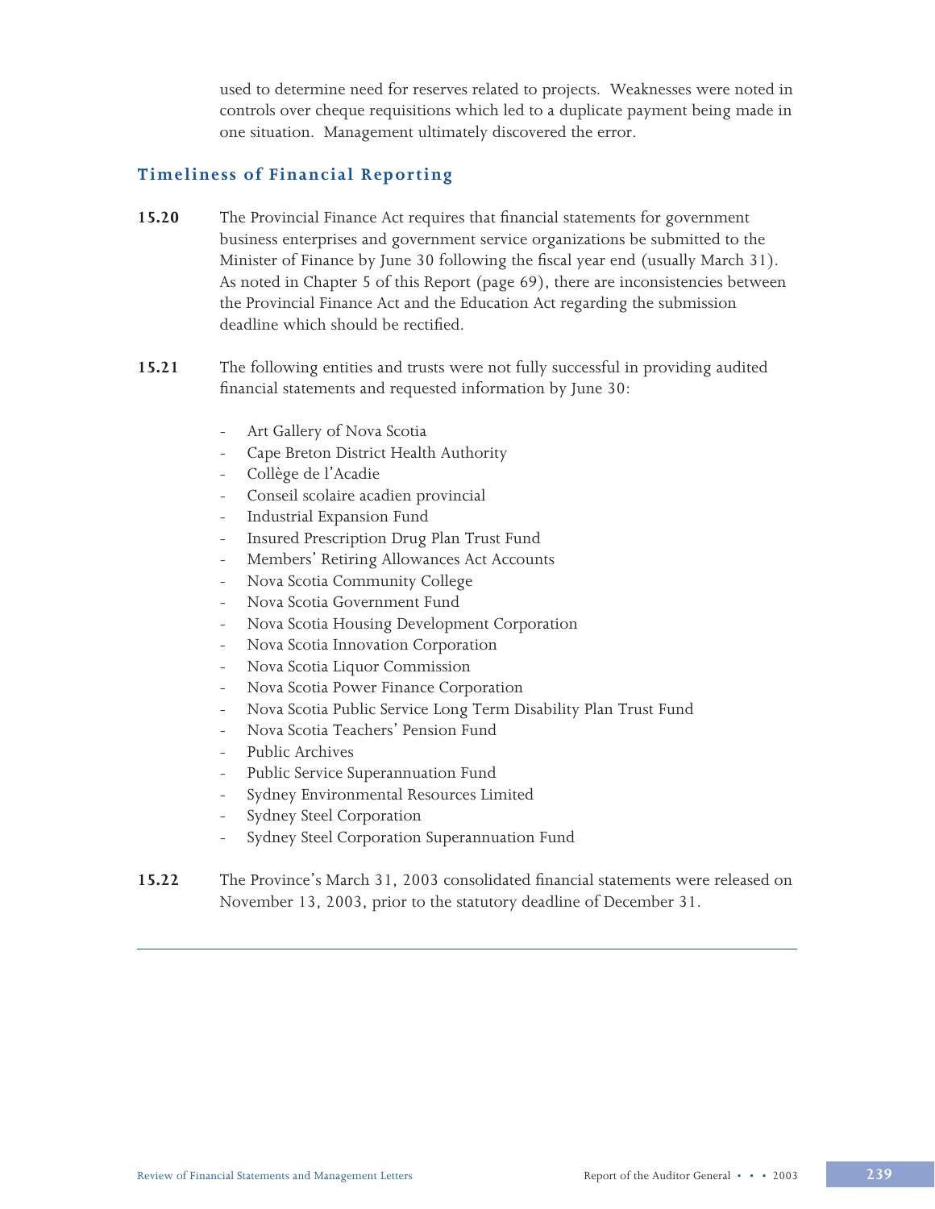used to determine need for reserves related to projects. Weaknesses were noted in controls over cheque requisitions which led to a duplicate payment being made in one situation. Management ultimately discovered the error.

## Timeliness of Financial Reporting

**15.20** The Provincial Finance Act requires that financial statements for government business enterprises and government service organizations be submitted to the Minister of Finance by June 30 following the fiscal year end (usually March 31). As noted in Chapter 5 of this Report (page 69), there are inconsistencies between the Provincial Finance Act and the Education Act regarding the submission deadline which should be rectified.

**15.21** The following entities and trusts were not fully successful in providing audited financial statements and requested information by June 30:

- Art Gallery of Nova Scotia
- Cape Breton District Health Authority
- Collège de l'Acadie
- Conseil scolaire acadien provincial
- Industrial Expansion Fund
- Insured Prescription Drug Plan Trust Fund
- Members' Retiring Allowances Act Accounts
- Nova Scotia Community College
- Nova Scotia Government Fund
- Nova Scotia Housing Development Corporation
- Nova Scotia Innovation Corporation
- Nova Scotia Liquor Commission
- Nova Scotia Power Finance Corporation
- Nova Scotia Public Service Long Term Disability Plan Trust Fund
- Nova Scotia Teachers' Pension Fund
- Public Archives
- Public Service Superannuation Fund
- Sydney Environmental Resources Limited
- Sydney Steel Corporation
- Sydney Steel Corporation Superannuation Fund

**15.22** The Province's March 31, 2003 consolidated financial statements were released on November 13, 2003, prior to the statutory deadline of December 31.